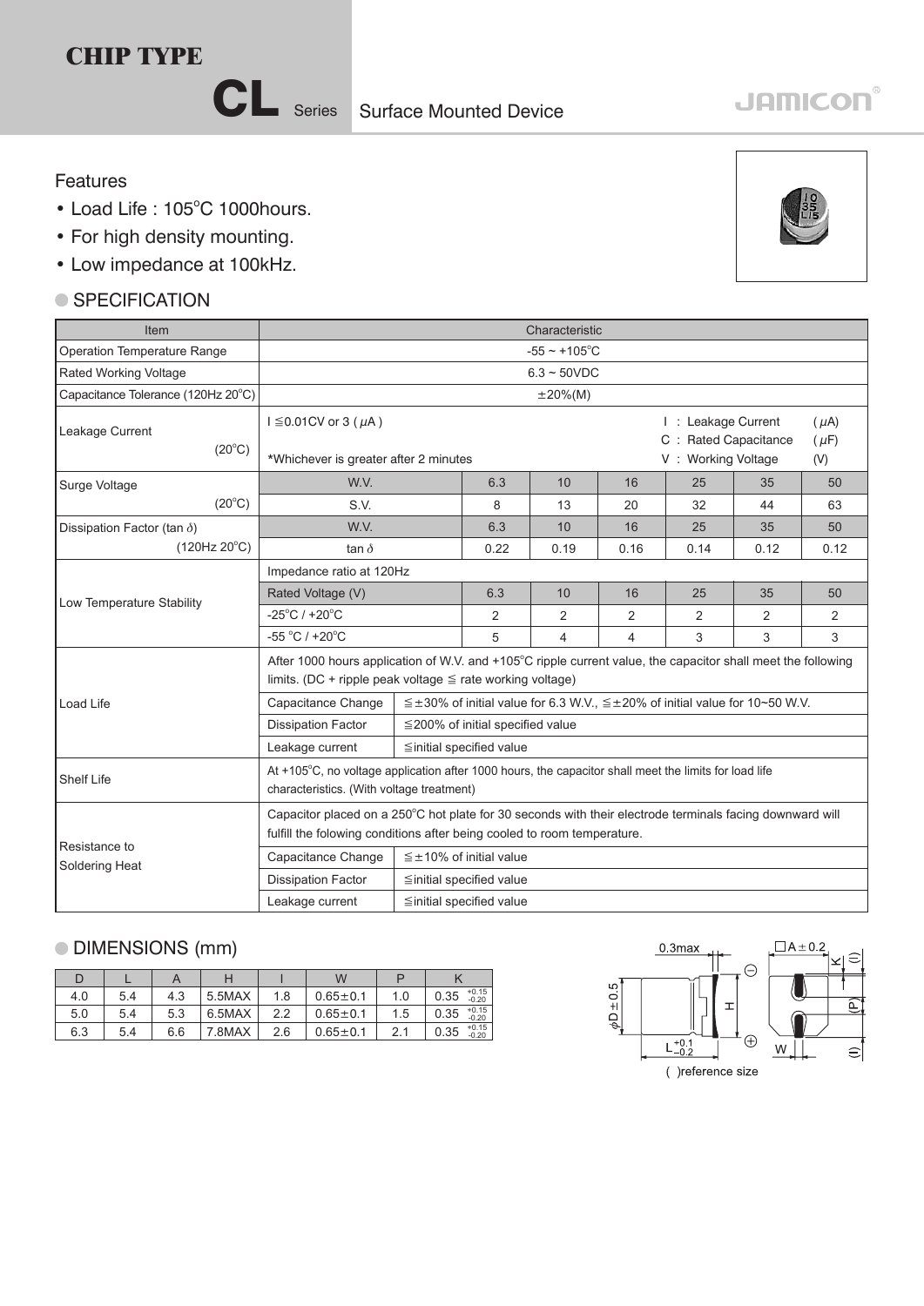# CHIP TYPE

## CL Series Surface Mounted Device

JAMICON

### Features

- Load Life : 105°C 1000hours.
- For high density mounting.
- Low impedance at 100kHz.

### SPECIFICATION

| Item | Characteristic | | | | | | |
|---|---|---|---|---|---|---|---|
| Operation Temperature Range | -55 ~ +105°C | | | | | | |
| Rated Working Voltage | 6.3 ~ 50VDC | | | | | | |
| Capacitance Tolerance (120Hz 20°C) | ±20%(M) | | | | | | |
| Leakage Current (20°C) | I ≦0.01CV or 3 (μA) *Whichever is greater after 2 minutes; I : Leakage Current (μA), C : Rated Capacitance (μF), V : Working Voltage (V) | | | | | | |
| Surge Voltage (20°C) | W.V. | 6.3 | 10 | 16 | 25 | 35 | 50 |
| | S.V. | 8 | 13 | 20 | 32 | 44 | 63 |
| Dissipation Factor (tan δ) (120Hz 20°C) | W.V. | 6.3 | 10 | 16 | 25 | 35 | 50 |
| | tan δ | 0.22 | 0.19 | 0.16 | 0.14 | 0.12 | 0.12 |
| Low Temperature Stability | Impedance ratio at 120Hz | | | | | | |
| | Rated Voltage (V) | 6.3 | 10 | 16 | 25 | 35 | 50 |
| | -25°C / +20°C | 2 | 2 | 2 | 2 | 2 | 2 |
| | -55 °C / +20°C | 5 | 4 | 4 | 3 | 3 | 3 |
| Load Life | After 1000 hours application of W.V. and +105°C ripple current value, the capacitor shall meet the following limits. (DC + ripple peak voltage ≦ rate working voltage) | | | | | | |
| | Capacitance Change | ≦±30% of initial value for 6.3 W.V., ≦±20% of initial value for 10~50 W.V. | | | | | |
| | Dissipation Factor | ≦200% of initial specified value | | | | | |
| | Leakage current | ≦initial specified value | | | | | |
| Shelf Life | At +105°C, no voltage application after 1000 hours, the capacitor shall meet the limits for load life characteristics. (With voltage treatment) | | | | | | |
| Resistance to Soldering Heat | Capacitor placed on a 250°C hot plate for 30 seconds with their electrode terminals facing downward will fulfill the folowing conditions after being cooled to room temperature. | | | | | | |
| | Capacitance Change | ≦±10% of initial value | | | | | |
| | Dissipation Factor | ≦initial specified value | | | | | |
| | Leakage current | ≦initial specified value | | | | | |

### DIMENSIONS (mm)

| D | L | A | H | I | W | P | K |
|---|---|---|---|---|---|---|---|
| 4.0 | 5.4 | 4.3 | 5.5MAX | 1.8 | 0.65±0.1 | 1.0 | 0.35 $^{+0.15}_{-0.20}$ |
| 5.0 | 5.4 | 5.3 | 6.5MAX | 2.2 | 0.65±0.1 | 1.5 | 0.35 $^{+0.15}_{-0.20}$ |
| 6.3 | 5.4 | 6.6 | 7.8MAX | 2.6 | 0.65±0.1 | 2.1 | 0.35 $^{+0.15}_{-0.20}$ |

0.3max, φD±0.5, H, $L^{+0.1}_{-0.2}$, □A±0.2, K, (I), (P), W

( )reference size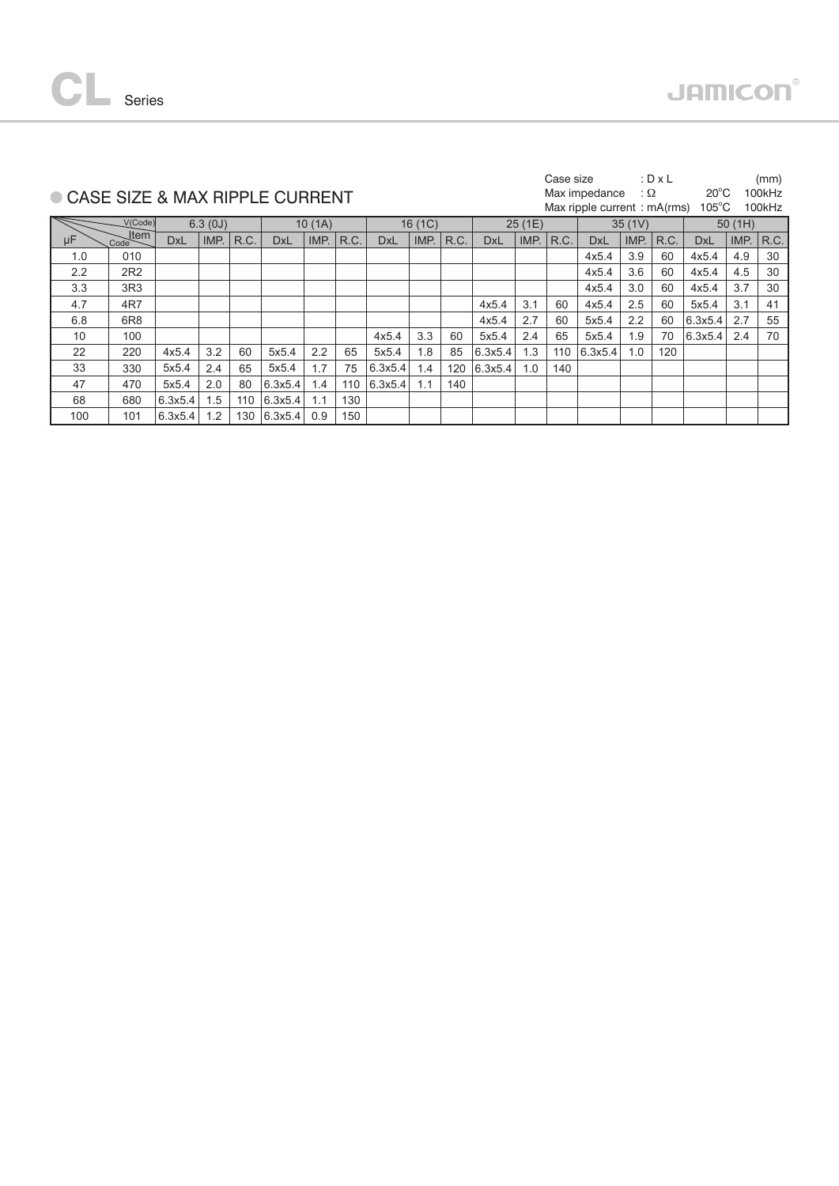# CL Series

## ● CASE SIZE & MAX RIPPLE CURRENT

Case size : D x L (mm)
Max impedance : Ω 20°C 100kHz
Max ripple current : mA(rms) 105°C 100kHz

| V(Code) | | 6.3 (0J) | | | 10 (1A) | | | 16 (1C) | | | 25 (1E) | | | 35 (1V) | | | 50 (1H) | | |
|---|---|---|---|---|---|---|---|---|---|---|---|---|---|---|---|---|---|---|---|
| μF | Code Item | DxL | IMP. | R.C. | DxL | IMP. | R.C. | DxL | IMP. | R.C. | DxL | IMP. | R.C. | DxL | IMP. | R.C. | DxL | IMP. | R.C. |
| 1.0 | 010 | | | | | | | | | | | | | 4x5.4 | 3.9 | 60 | 4x5.4 | 4.9 | 30 |
| 2.2 | 2R2 | | | | | | | | | | | | | 4x5.4 | 3.6 | 60 | 4x5.4 | 4.5 | 30 |
| 3.3 | 3R3 | | | | | | | | | | | | | 4x5.4 | 3.0 | 60 | 4x5.4 | 3.7 | 30 |
| 4.7 | 4R7 | | | | | | | | | | 4x5.4 | 3.1 | 60 | 4x5.4 | 2.5 | 60 | 5x5.4 | 3.1 | 41 |
| 6.8 | 6R8 | | | | | | | | | | 4x5.4 | 2.7 | 60 | 5x5.4 | 2.2 | 60 | 6.3x5.4 | 2.7 | 55 |
| 10 | 100 | | | | | | | 4x5.4 | 3.3 | 60 | 5x5.4 | 2.4 | 65 | 5x5.4 | 1.9 | 70 | 6.3x5.4 | 2.4 | 70 |
| 22 | 220 | 4x5.4 | 3.2 | 60 | 5x5.4 | 2.2 | 65 | 5x5.4 | 1.8 | 85 | 6.3x5.4 | 1.3 | 110 | 6.3x5.4 | 1.0 | 120 | | | |
| 33 | 330 | 5x5.4 | 2.4 | 65 | 5x5.4 | 1.7 | 75 | 6.3x5.4 | 1.4 | 120 | 6.3x5.4 | 1.0 | 140 | | | | | | |
| 47 | 470 | 5x5.4 | 2.0 | 80 | 6.3x5.4 | 1.4 | 110 | 6.3x5.4 | 1.1 | 140 | | | | | | | | | |
| 68 | 680 | 6.3x5.4 | 1.5 | 110 | 6.3x5.4 | 1.1 | 130 | | | | | | | | | | | | |
| 100 | 101 | 6.3x5.4 | 1.2 | 130 | 6.3x5.4 | 0.9 | 150 | | | | | | | | | | | | |